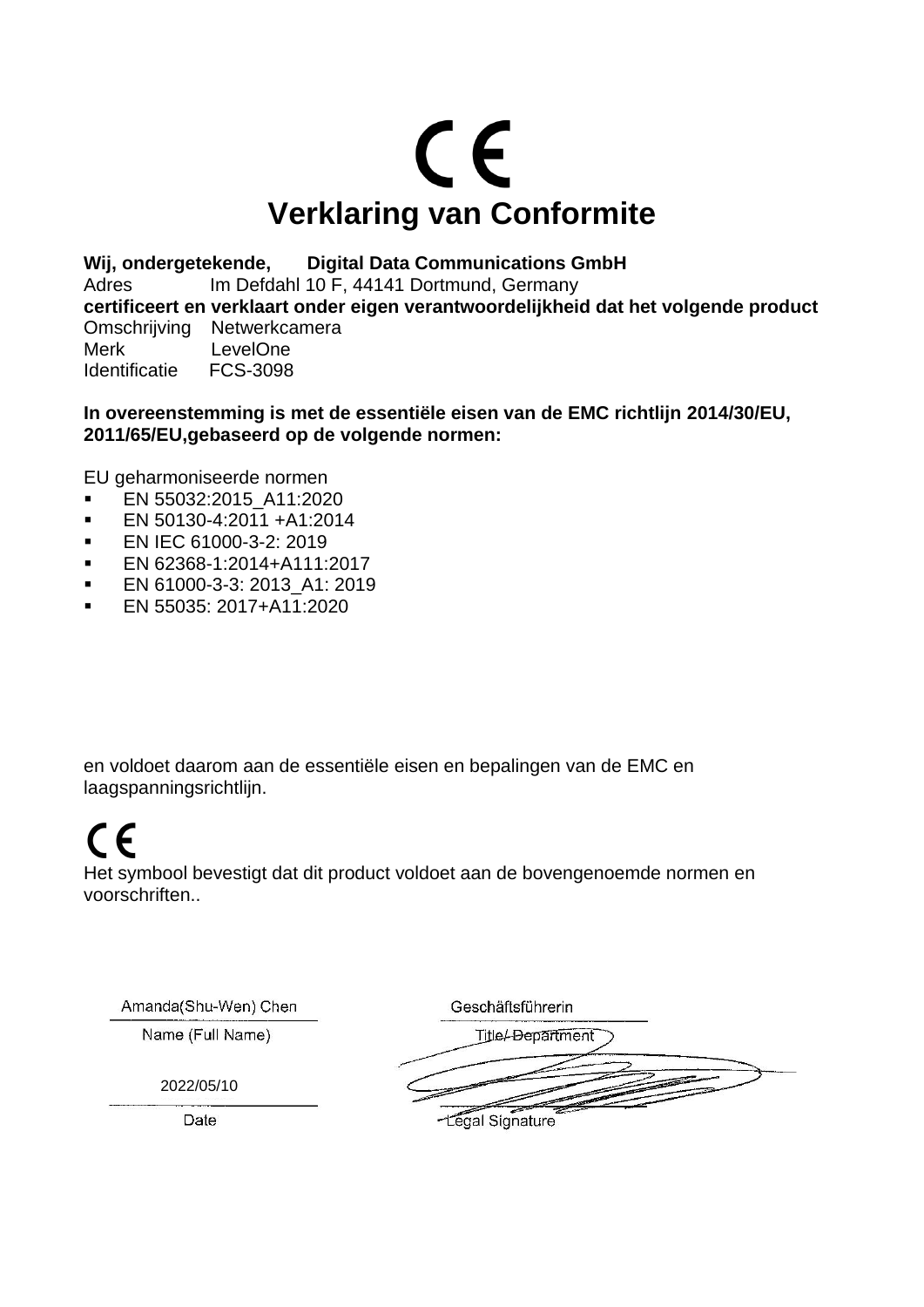CE

# Verklaring van Conformite

**Wij, ondergetekende, Digital Data Communications GmbH**
Adres Im Defdahl 10 F, 44141 Dortmund, Germany
**certificeert en verklaart onder eigen verantwoordelijkheid dat het volgende product**
Omschrijving Netwerkcamera
Merk LevelOne
Identificatie FCS-3098

**In overeenstemming is met de essentiële eisen van de EMC richtlijn 2014/30/EU, 2011/65/EU,gebaseerd op de volgende normen:**

EU geharmoniseerde normen

- EN 55032:2015_A11:2020
- EN 50130-4:2011 +A1:2014
- EN IEC 61000-3-2: 2019
- EN 62368-1:2014+A111:2017
- EN 61000-3-3: 2013_A1: 2019
- EN 55035: 2017+A11:2020

en voldoet daarom aan de essentiële eisen en bepalingen van de EMC en laagspanningsrichtlijn.

CE

Het symbool bevestigt dat dit product voldoet aan de bovengenoemde normen en voorschriften..

| Amanda(Shu-Wen) Chen | Geschäftsführerin |
|---|---|
| Name (Full Name) | Title/ Department |
| 2022/05/10 | |
| Date | Legal Signature |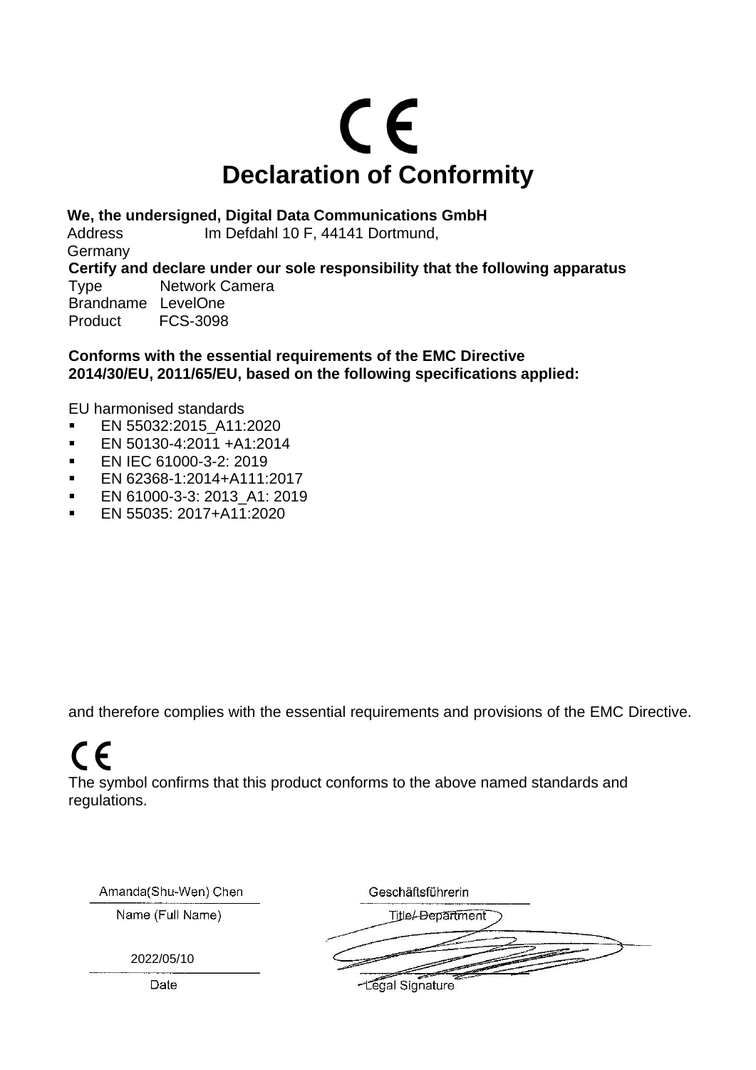CE

# Declaration of Conformity

**We, the undersigned, Digital Data Communications GmbH**

Address Im Defdahl 10 F, 44141 Dortmund, Germany

**Certify and declare under our sole responsibility that the following apparatus**

Type Network Camera

Brandname LevelOne

Product FCS-3098

**Conforms with the essential requirements of the EMC Directive 2014/30/EU, 2011/65/EU, based on the following specifications applied:**

EU harmonised standards

- EN 55032:2015_A11:2020
- EN 50130-4:2011 +A1:2014
- EN IEC 61000-3-2: 2019
- EN 62368-1:2014+A111:2017
- EN 61000-3-3: 2013_A1: 2019
- EN 55035: 2017+A11:2020

and therefore complies with the essential requirements and provisions of the EMC Directive.

CE

The symbol confirms that this product conforms to the above named standards and regulations.

Amanda(Shu-Wen) Chen

Name (Full Name)

2022/05/10

Date

Geschäftsführerin

Title/ Department

Legal Signature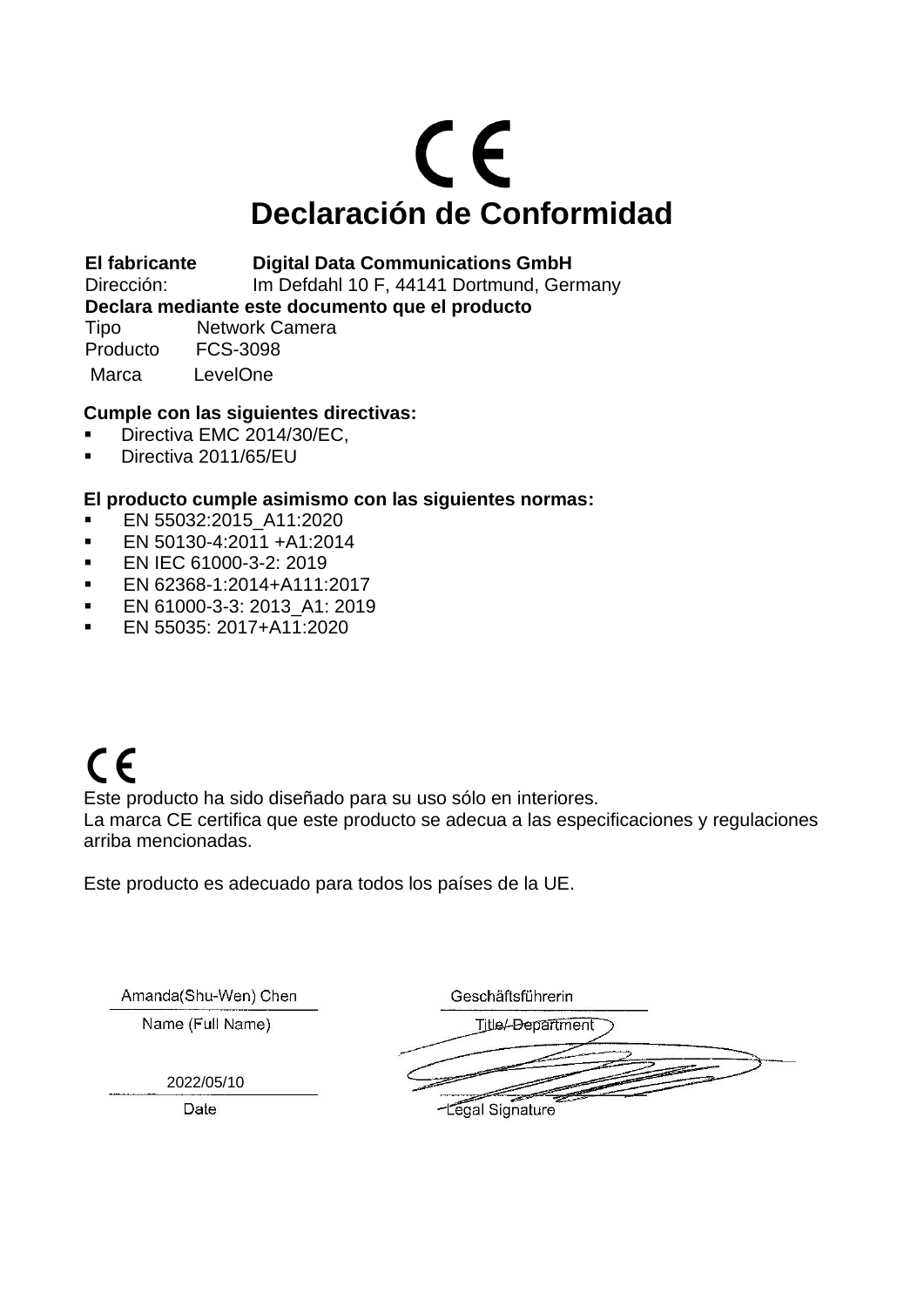CE

# Declaración de Conformidad

**El fabricante** **Digital Data Communications GmbH**
Dirección: Im Defdahl 10 F, 44141 Dortmund, Germany
**Declara mediante este documento que el producto**
Tipo Network Camera
Producto FCS-3098
Marca LevelOne

**Cumple con las siguientes directivas:**

- Directiva EMC 2014/30/EC,
- Directiva 2011/65/EU

**El producto cumple asimismo con las siguientes normas:**

- EN 55032:2015_A11:2020
- EN 50130-4:2011 +A1:2014
- EN IEC 61000-3-2: 2019
- EN 62368-1:2014+A111:2017
- EN 61000-3-3: 2013_A1: 2019
- EN 55035: 2017+A11:2020

CE

Este producto ha sido diseñado para su uso sólo en interiores.
La marca CE certifica que este producto se adecua a las especificaciones y regulaciones arriba mencionadas.

Este producto es adecuado para todos los países de la UE.

Amanda(Shu-Wen) Chen
Name (Full Name)

Geschäftsführerin
Title/ Department

2022/05/10
Date

Legal Signature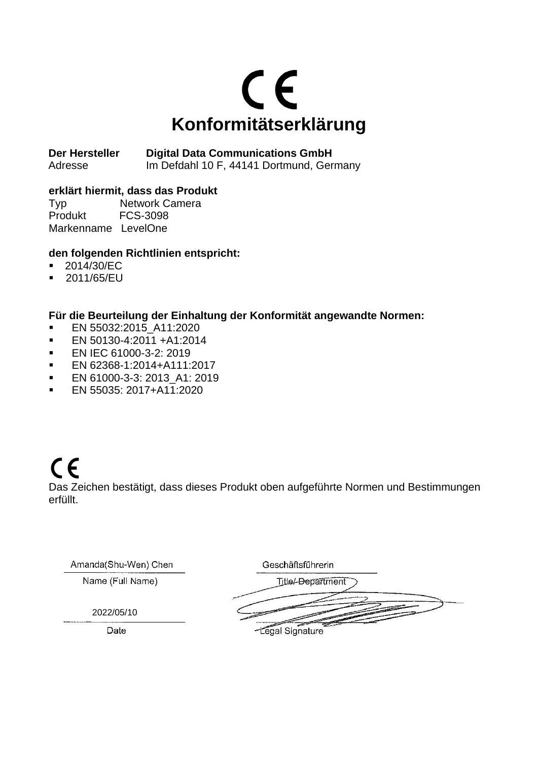CE

# Konformitätserklärung

**Der Hersteller** **Digital Data Communications GmbH**
Adresse Im Defdahl 10 F, 44141 Dortmund, Germany

**erklärt hiermit, dass das Produkt**
Typ Network Camera
Produkt FCS-3098
Markenname LevelOne

**den folgenden Richtlinien entspricht:**

- 2014/30/EC
- 2011/65/EU

**Für die Beurteilung der Einhaltung der Konformität angewandte Normen:**

- EN 55032:2015_A11:2020
- EN 50130-4:2011 +A1:2014
- EN IEC 61000-3-2: 2019
- EN 62368-1:2014+A111:2017
- EN 61000-3-3: 2013_A1: 2019
- EN 55035: 2017+A11:2020

CE

Das Zeichen bestätigt, dass dieses Produkt oben aufgeführte Normen und Bestimmungen erfüllt.

| Amanda(Shu-Wen) Chen | Geschäftsführerin |
|---|---|
| Name (Full Name) | Title/ Department |
| 2022/05/10 | |
| Date | Legal Signature |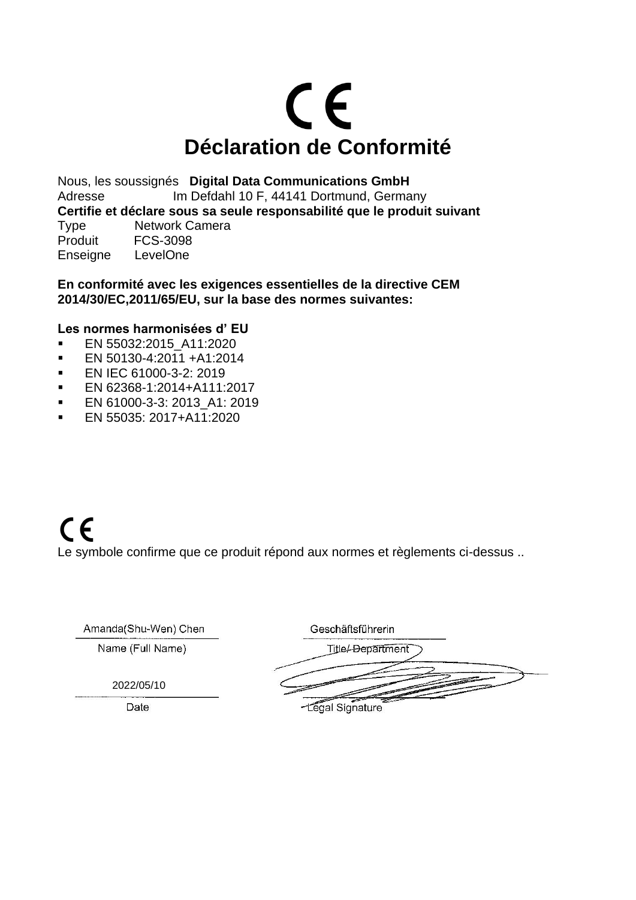CE

# Déclaration de Conformité

Nous, les soussignés **Digital Data Communications GmbH**
Adresse Im Defdahl 10 F, 44141 Dortmund, Germany
**Certifie et déclare sous sa seule responsabilité que le produit suivant**
Type Network Camera
Produit FCS-3098
Enseigne LevelOne

**En conformité avec les exigences essentielles de la directive CEM 2014/30/EC,2011/65/EU, sur la base des normes suivantes:**

**Les normes harmonisées d' EU**

- EN 55032:2015_A11:2020
- EN 50130-4:2011 +A1:2014
- EN IEC 61000-3-2: 2019
- EN 62368-1:2014+A111:2017
- EN 61000-3-3: 2013_A1: 2019
- EN 55035: 2017+A11:2020

CE

Le symbole confirme que ce produit répond aux normes et règlements ci-dessus ..

| Amanda(Shu-Wen) Chen | Geschäftsführerin |
| --- | --- |
| Name (Full Name) | Title/ Department |
| 2022/05/10 | |
| Date | Legal Signature |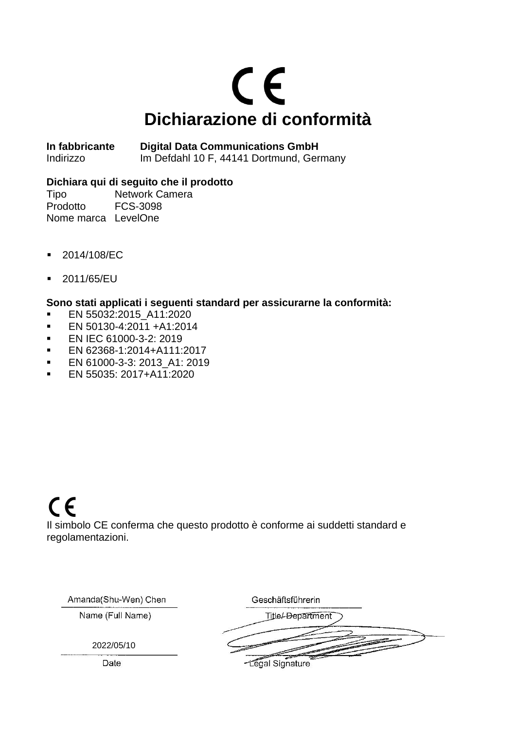CE

# Dichiarazione di conformità

**In fabbricante** **Digital Data Communications GmbH**
Indirizzo Im Defdahl 10 F, 44141 Dortmund, Germany

**Dichiara qui di seguito che il prodotto**
Tipo Network Camera
Prodotto FCS-3098
Nome marca LevelOne

- 2014/108/EC
- 2011/65/EU

**Sono stati applicati i seguenti standard per assicurarne la conformità:**

- EN 55032:2015_A11:2020
- EN 50130-4:2011 +A1:2014
- EN IEC 61000-3-2: 2019
- EN 62368-1:2014+A111:2017
- EN 61000-3-3: 2013_A1: 2019
- EN 55035: 2017+A11:2020

CE

Il simbolo CE conferma che questo prodotto è conforme ai suddetti standard e regolamentazioni.

Amanda(Shu-Wen) Chen
Name (Full Name)

2022/05/10
Date

Geschäftsführerin
Title/ Department

Legal Signature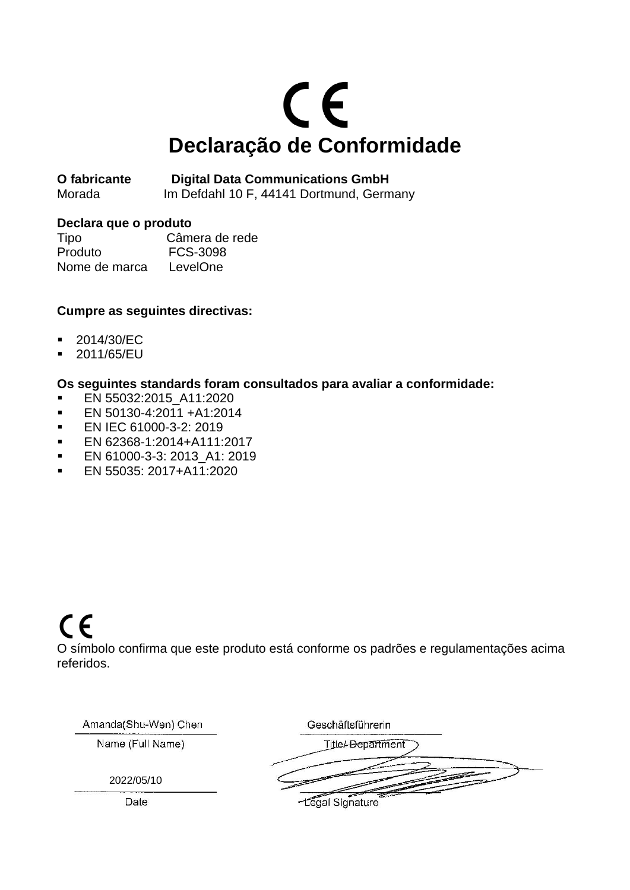CE

# Declaração de Conformidade

**O fabricante** **Digital Data Communications GmbH**
Morada Im Defdahl 10 F, 44141 Dortmund, Germany

**Declara que o produto**
Tipo Câmera de rede
Produto FCS-3098
Nome de marca LevelOne

**Cumpre as seguintes directivas:**

- 2014/30/EC
- 2011/65/EU

**Os seguintes standards foram consultados para avaliar a conformidade:**

- EN 55032:2015_A11:2020
- EN 50130-4:2011 +A1:2014
- EN IEC 61000-3-2: 2019
- EN 62368-1:2014+A111:2017
- EN 61000-3-3: 2013_A1: 2019
- EN 55035: 2017+A11:2020

CE
O símbolo confirma que este produto está conforme os padrões e regulamentações acima referidos.

Amanda(Shu-Wen) Chen
Name (Full Name)

Geschäftsführerin
Title/ Department

2022/05/10
Date

Legal Signature